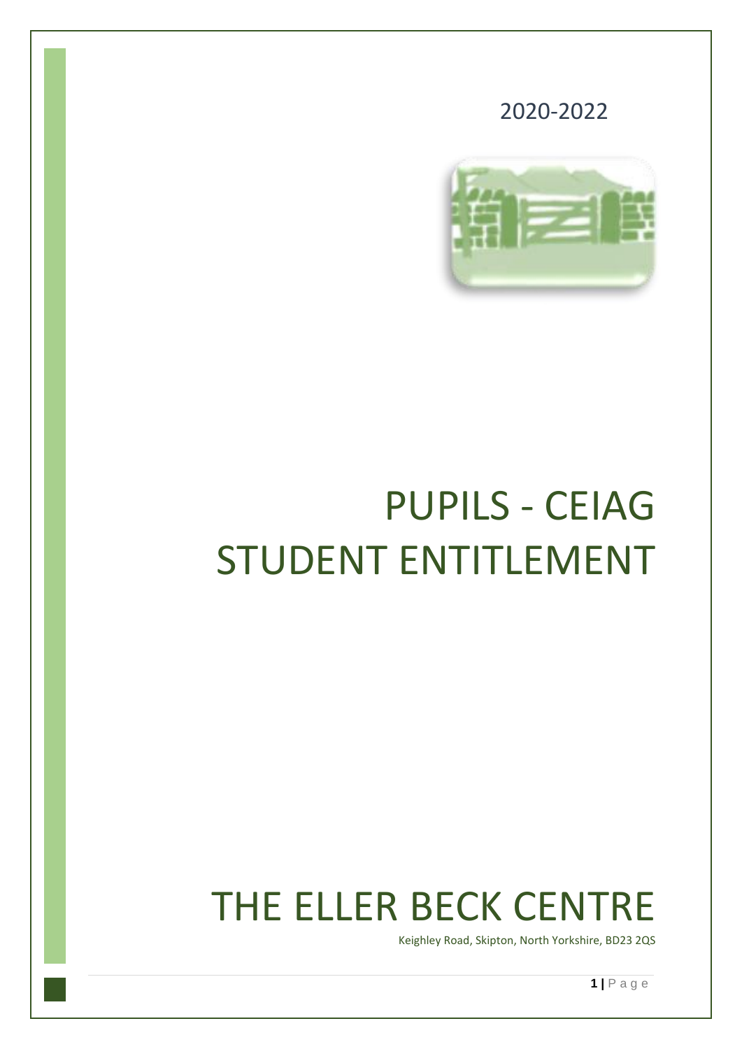2020-2022

# PUPILS - CEIAG STUDENT ENTITLEMENT

# THE ELLER BECK CENTRE

Keighley Road, Skipton, North Yorkshire, BD23 2QS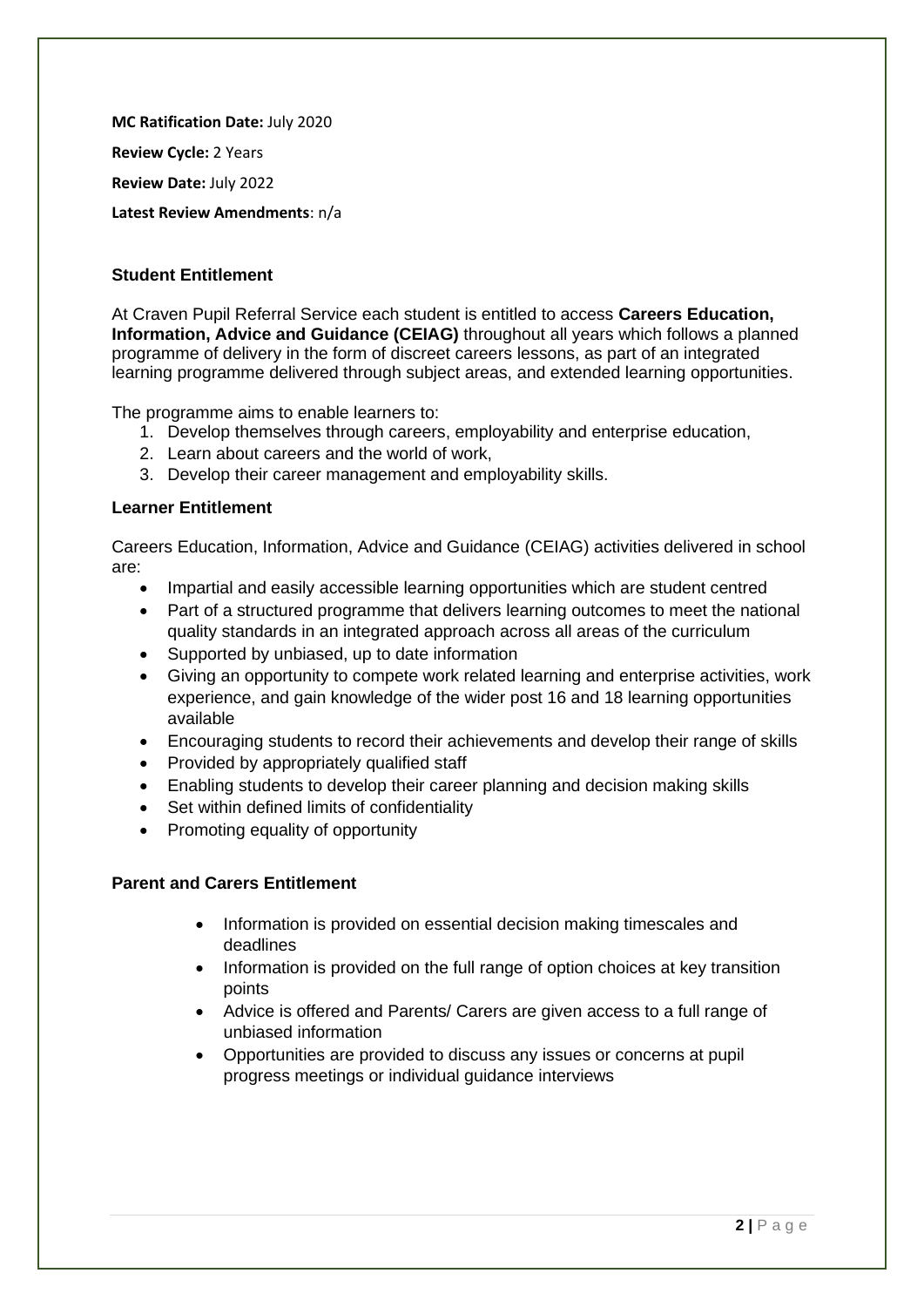**MC Ratification Date:** July 2020

**Review Cycle:** 2 Years

**Review Date:** July 2022

**Latest Review Amendments**: n/a

### Student Entitlement

At Craven Pupil Referral Service each student is entitled to access **Careers Education, Information, Advice and Guidance (CEIAG)** throughout all years which follows a planned programme of delivery in the form of discreet careers lessons, as part of an integrated learning programme delivered through subject areas, and extended learning opportunities.

The programme aims to enable learners to:

1. Develop themselves through careers, employability and enterprise education,
2. Learn about careers and the world of work,
3. Develop their career management and employability skills.

### Learner Entitlement

Careers Education, Information, Advice and Guidance (CEIAG) activities delivered in school are:

- Impartial and easily accessible learning opportunities which are student centred
- Part of a structured programme that delivers learning outcomes to meet the national quality standards in an integrated approach across all areas of the curriculum
- Supported by unbiased, up to date information
- Giving an opportunity to compete work related learning and enterprise activities, work experience, and gain knowledge of the wider post 16 and 18 learning opportunities available
- Encouraging students to record their achievements and develop their range of skills
- Provided by appropriately qualified staff
- Enabling students to develop their career planning and decision making skills
- Set within defined limits of confidentiality
- Promoting equality of opportunity

### Parent and Carers Entitlement

- Information is provided on essential decision making timescales and deadlines
- Information is provided on the full range of option choices at key transition points
- Advice is offered and Parents/ Carers are given access to a full range of unbiased information
- Opportunities are provided to discuss any issues or concerns at pupil progress meetings or individual guidance interviews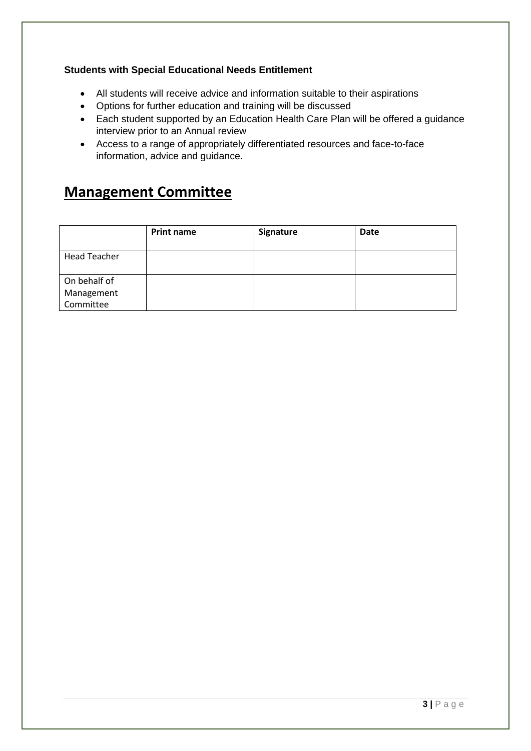**Students with Special Educational Needs Entitlement**

- All students will receive advice and information suitable to their aspirations
- Options for further education and training will be discussed
- Each student supported by an Education Health Care Plan will be offered a guidance interview prior to an Annual review
- Access to a range of appropriately differentiated resources and face-to-face information, advice and guidance.

# Management Committee

| | Print name | Signature | Date |
|---|---|---|---|
| Head Teacher | | | |
| On behalf of Management Committee | | | |